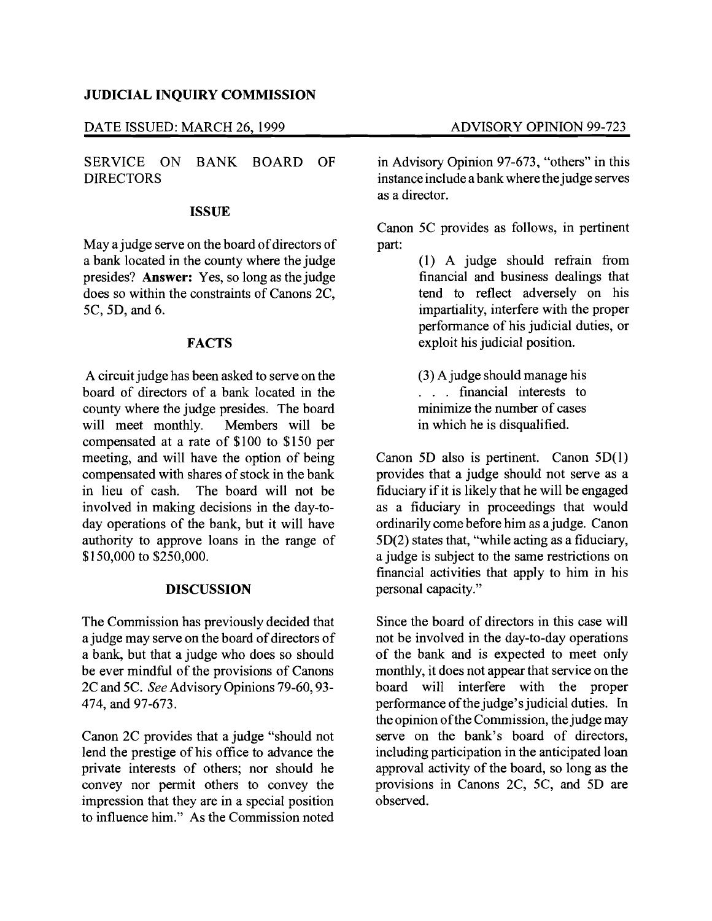**JUDICIAL INQUIRY COMMISSION**

DATE ISSUED: MARCH 26, 1999 ADVISORY OPINION 99-723

SERVICE ON BANK BOARD OF DIRECTORS

## ISSUE

May a judge serve on the board of directors of a bank located in the county where the judge presides? **Answer:** Yes, so long as the judge does so within the constraints of Canons 2C, 5C, 5D, and 6.

## FACTS

A circuit judge has been asked to serve on the board of directors of a bank located in the county where the judge presides. The board will meet monthly. Members will be compensated at a rate of $100 to $150 per meeting, and will have the option of being compensated with shares of stock in the bank in lieu of cash. The board will not be involved in making decisions in the day-to-day operations of the bank, but it will have authority to approve loans in the range of $150,000 to $250,000.

## DISCUSSION

The Commission has previously decided that a judge may serve on the board of directors of a bank, but that a judge who does so should be ever mindful of the provisions of Canons 2C and 5C. *See* Advisory Opinions 79-60, 93-474, and 97-673.

Canon 2C provides that a judge "should not lend the prestige of his office to advance the private interests of others; nor should he convey nor permit others to convey the impression that they are in a special position to influence him." As the Commission noted in Advisory Opinion 97-673, "others" in this instance include a bank where the judge serves as a director.

Canon 5C provides as follows, in pertinent part:

> (1) A judge should refrain from financial and business dealings that tend to reflect adversely on his impartiality, interfere with the proper performance of his judicial duties, or exploit his judicial position.
>
> (3) A judge should manage his . . . financial interests to minimize the number of cases in which he is disqualified.

Canon 5D also is pertinent. Canon 5D(1) provides that a judge should not serve as a fiduciary if it is likely that he will be engaged as a fiduciary in proceedings that would ordinarily come before him as a judge. Canon 5D(2) states that, "while acting as a fiduciary, a judge is subject to the same restrictions on financial activities that apply to him in his personal capacity."

Since the board of directors in this case will not be involved in the day-to-day operations of the bank and is expected to meet only monthly, it does not appear that service on the board will interfere with the proper performance of the judge's judicial duties. In the opinion of the Commission, the judge may serve on the bank's board of directors, including participation in the anticipated loan approval activity of the board, so long as the provisions in Canons 2C, 5C, and 5D are observed.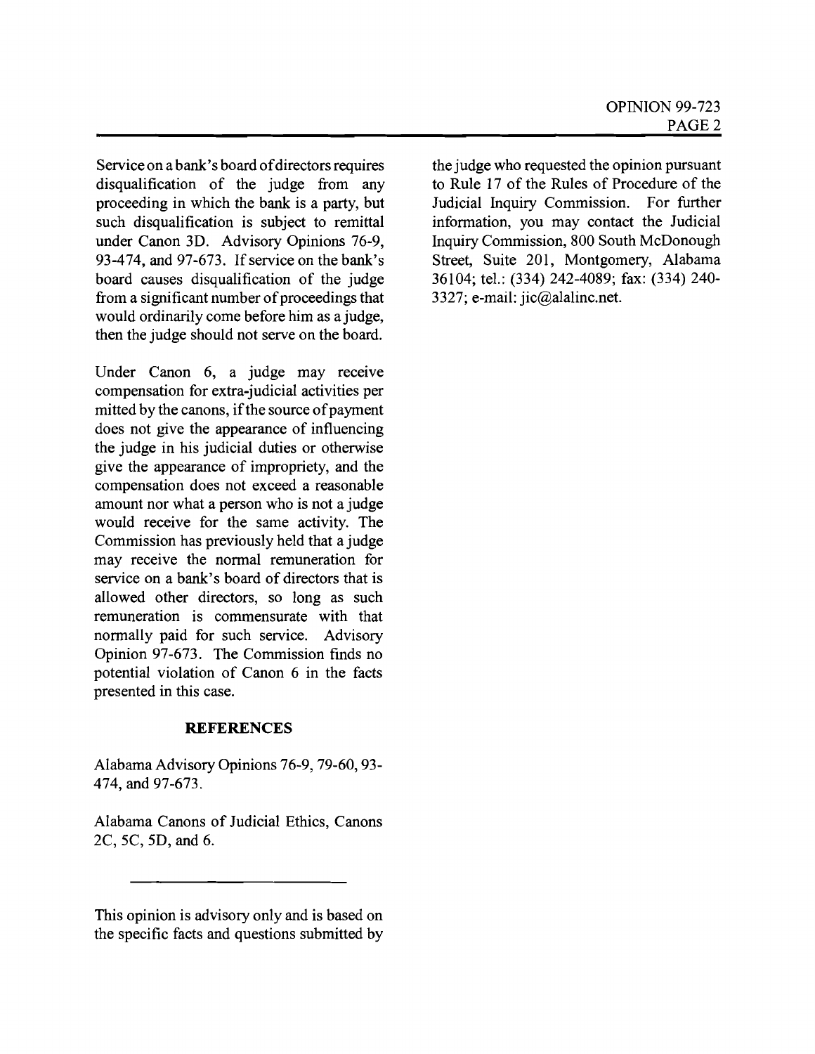Service on a bank's board of directors requires disqualification of the judge from any proceeding in which the bank is a party, but such disqualification is subject to remittal under Canon 3D. Advisory Opinions 76-9, 93-474, and 97-673. If service on the bank's board causes disqualification of the judge from a significant number of proceedings that would ordinarily come before him as a judge, then the judge should not serve on the board.

Under Canon 6, a judge may receive compensation for extra-judicial activities permitted by the canons, if the source of payment does not give the appearance of influencing the judge in his judicial duties or otherwise give the appearance of impropriety, and the compensation does not exceed a reasonable amount nor what a person who is not a judge would receive for the same activity. The Commission has previously held that a judge may receive the normal remuneration for service on a bank's board of directors that is allowed other directors, so long as such remuneration is commensurate with that normally paid for such service. Advisory Opinion 97-673. The Commission finds no potential violation of Canon 6 in the facts presented in this case.

## REFERENCES

Alabama Advisory Opinions 76-9, 79-60, 93-474, and 97-673.

Alabama Canons of Judicial Ethics, Canons 2C, 5C, 5D, and 6.

---

This opinion is advisory only and is based on the specific facts and questions submitted by the judge who requested the opinion pursuant to Rule 17 of the Rules of Procedure of the Judicial Inquiry Commission. For further information, you may contact the Judicial Inquiry Commission, 800 South McDonough Street, Suite 201, Montgomery, Alabama 36104; tel.: (334) 242-4089; fax: (334) 240-3327; e-mail: jic@alalinc.net.